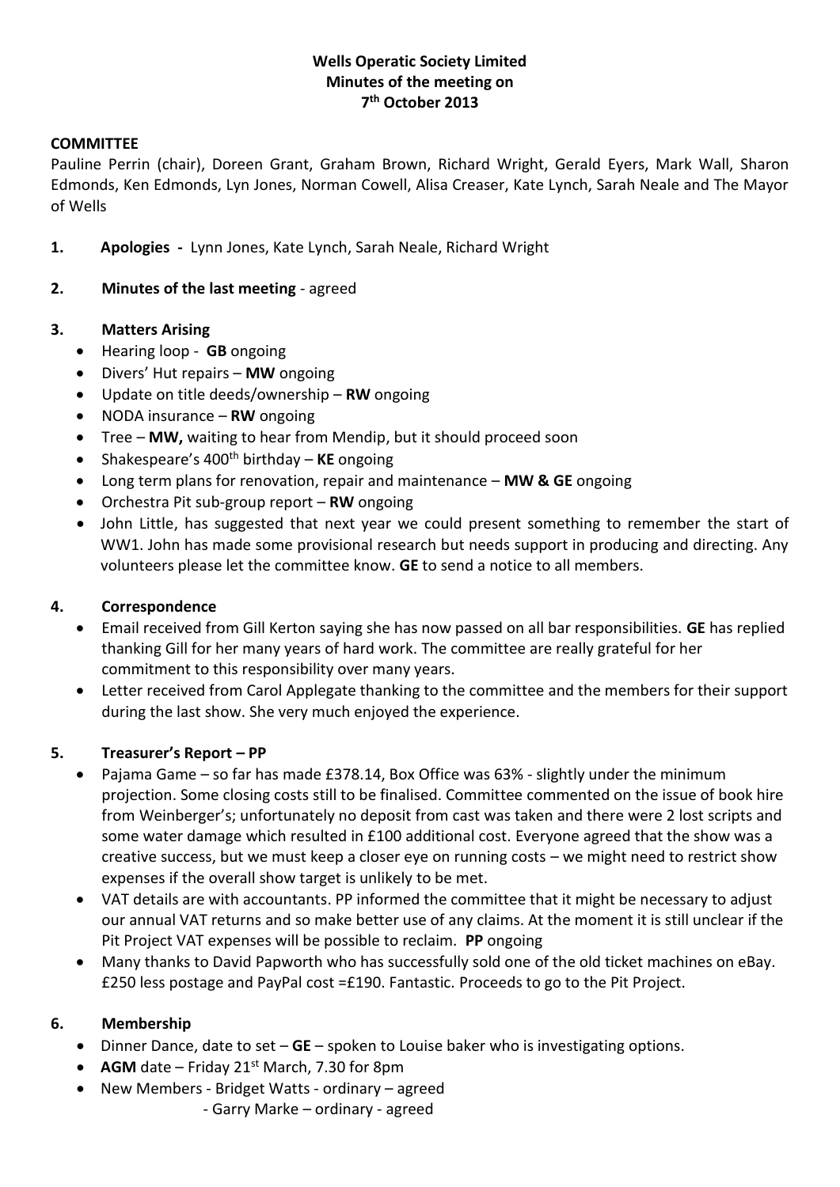**Wells Operatic Society Limited**
**Minutes of the meeting on**
**7th October 2013**

**COMMITTEE**

Pauline Perrin (chair), Doreen Grant, Graham Brown, Richard Wright, Gerald Eyers, Mark Wall, Sharon Edmonds, Ken Edmonds, Lyn Jones, Norman Cowell, Alisa Creaser, Kate Lynch, Sarah Neale and The Mayor of Wells

1. **Apologies -** Lynn Jones, Kate Lynch, Sarah Neale, Richard Wright

2. **Minutes of the last meeting** - agreed

3. **Matters Arising**
   - Hearing loop - **GB** ongoing
   - Divers' Hut repairs – **MW** ongoing
   - Update on title deeds/ownership – **RW** ongoing
   - NODA insurance – **RW** ongoing
   - Tree – **MW,** waiting to hear from Mendip, but it should proceed soon
   - Shakespeare's 400th birthday – **KE** ongoing
   - Long term plans for renovation, repair and maintenance – **MW & GE** ongoing
   - Orchestra Pit sub-group report – **RW** ongoing
   - John Little, has suggested that next year we could present something to remember the start of WW1. John has made some provisional research but needs support in producing and directing. Any volunteers please let the committee know. **GE** to send a notice to all members.

4. **Correspondence**
   - Email received from Gill Kerton saying she has now passed on all bar responsibilities. **GE** has replied thanking Gill for her many years of hard work. The committee are really grateful for her commitment to this responsibility over many years.
   - Letter received from Carol Applegate thanking to the committee and the members for their support during the last show. She very much enjoyed the experience.

5. **Treasurer's Report – PP**
   - Pajama Game – so far has made £378.14, Box Office was 63% - slightly under the minimum projection. Some closing costs still to be finalised. Committee commented on the issue of book hire from Weinberger's; unfortunately no deposit from cast was taken and there were 2 lost scripts and some water damage which resulted in £100 additional cost. Everyone agreed that the show was a creative success, but we must keep a closer eye on running costs – we might need to restrict show expenses if the overall show target is unlikely to be met.
   - VAT details are with accountants. PP informed the committee that it might be necessary to adjust our annual VAT returns and so make better use of any claims. At the moment it is still unclear if the Pit Project VAT expenses will be possible to reclaim. **PP** ongoing
   - Many thanks to David Papworth who has successfully sold one of the old ticket machines on eBay. £250 less postage and PayPal cost =£190. Fantastic. Proceeds to go to the Pit Project.

6. **Membership**
   - Dinner Dance, date to set – **GE** – spoken to Louise baker who is investigating options.
   - **AGM** date – Friday 21st March, 7.30 for 8pm
   - New Members - Bridget Watts - ordinary – agreed
     - Garry Marke – ordinary - agreed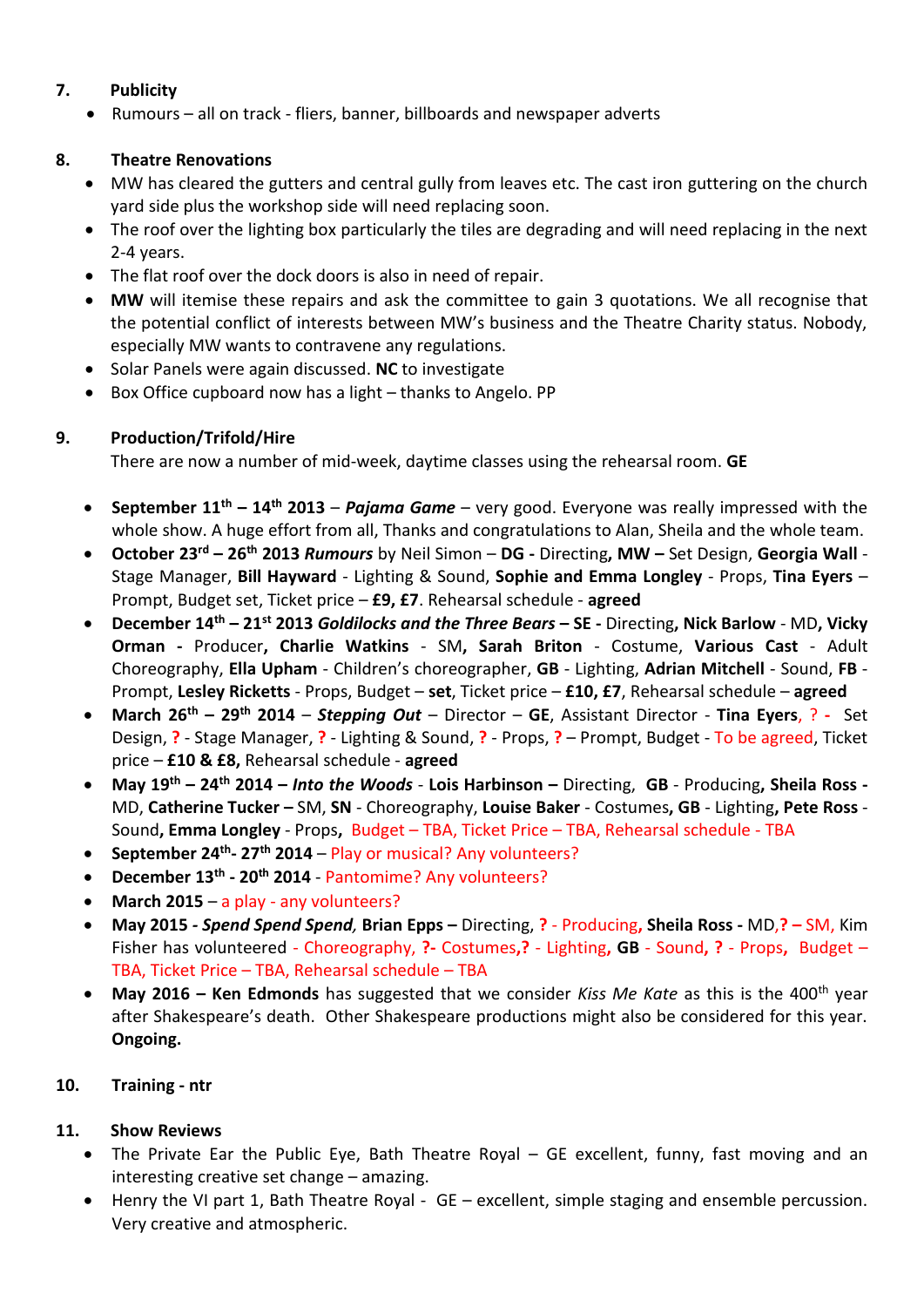7. **Publicity**

- Rumours – all on track - fliers, banner, billboards and newspaper adverts

8. **Theatre Renovations**

- MW has cleared the gutters and central gully from leaves etc. The cast iron guttering on the church yard side plus the workshop side will need replacing soon.
- The roof over the lighting box particularly the tiles are degrading and will need replacing in the next 2-4 years.
- The flat roof over the dock doors is also in need of repair.
- **MW** will itemise these repairs and ask the committee to gain 3 quotations. We all recognise that the potential conflict of interests between MW's business and the Theatre Charity status. Nobody, especially MW wants to contravene any regulations.
- Solar Panels were again discussed. **NC** to investigate
- Box Office cupboard now has a light – thanks to Angelo. PP

9. **Production/Trifold/Hire**

There are now a number of mid-week, daytime classes using the rehearsal room. **GE**

- **September 11th – 14th 2013** – ***Pajama Game*** – very good. Everyone was really impressed with the whole show. A huge effort from all, Thanks and congratulations to Alan, Sheila and the whole team.
- **October 23rd – 26th 2013** ***Rumours*** by Neil Simon – **DG -** Directing**, MW –** Set Design, **Georgia Wall** - Stage Manager, **Bill Hayward** - Lighting & Sound, **Sophie and Emma Longley** - Props, **Tina Eyers** – Prompt, Budget set, Ticket price – **£9, £7**. Rehearsal schedule - **agreed**
- **December 14th – 21st 2013** ***Goldilocks and the Three Bears* – SE -** Directing**, Nick Barlow** - MD**, Vicky Orman -** Producer**, Charlie Watkins** - SM**, Sarah Briton** - Costume, **Various Cast** - Adult Choreography, **Ella Upham** - Children's choreographer, **GB** - Lighting, **Adrian Mitchell** - Sound, **FB** - Prompt, **Lesley Ricketts** - Props, Budget – **set**, Ticket price – **£10, £7**, Rehearsal schedule – **agreed**
- **March 26th – 29th 2014** – ***Stepping Out*** – Director – **GE**, Assistant Director - **Tina Eyers**, **?** - Set Design, **?** - Stage Manager, **?** - Lighting & Sound, **?** - Props, **?** – Prompt, Budget - To be agreed, Ticket price – **£10 & £8,** Rehearsal schedule - **agreed**
- **May 19th – 24th 2014** – ***Into the Woods*** - **Lois Harbinson –** Directing, **GB** - Producing**, Sheila Ross -** MD, **Catherine Tucker –** SM, **SN** - Choreography, **Louise Baker** - Costumes**, GB** - Lighting, **Pete Ross** - Sound**, Emma Longley** - Props, Budget – TBA, Ticket Price – TBA, Rehearsal schedule - TBA
- **September 24th- 27th 2014** – Play or musical? Any volunteers?
- **December 13th - 20th 2014** - Pantomime? Any volunteers?
- **March 2015** – a play - any volunteers?
- **May 2015 -** ***Spend Spend Spend,*** **Brian Epps –** Directing, **?** - Producing**, Sheila Ross -** MD,**? –** SM, Kim Fisher has volunteered - Choreography, **?**- Costumes,**?** - Lighting**, GB** - Sound**, ?** - Props, Budget – TBA, Ticket Price – TBA, Rehearsal schedule – TBA
- **May 2016 – Ken Edmonds** has suggested that we consider *Kiss Me Kate* as this is the 400th year after Shakespeare's death. Other Shakespeare productions might also be considered for this year. **Ongoing.**

10. **Training - ntr**

11. **Show Reviews**

- The Private Ear the Public Eye, Bath Theatre Royal – GE excellent, funny, fast moving and an interesting creative set change – amazing.
- Henry the VI part 1, Bath Theatre Royal - GE – excellent, simple staging and ensemble percussion. Very creative and atmospheric.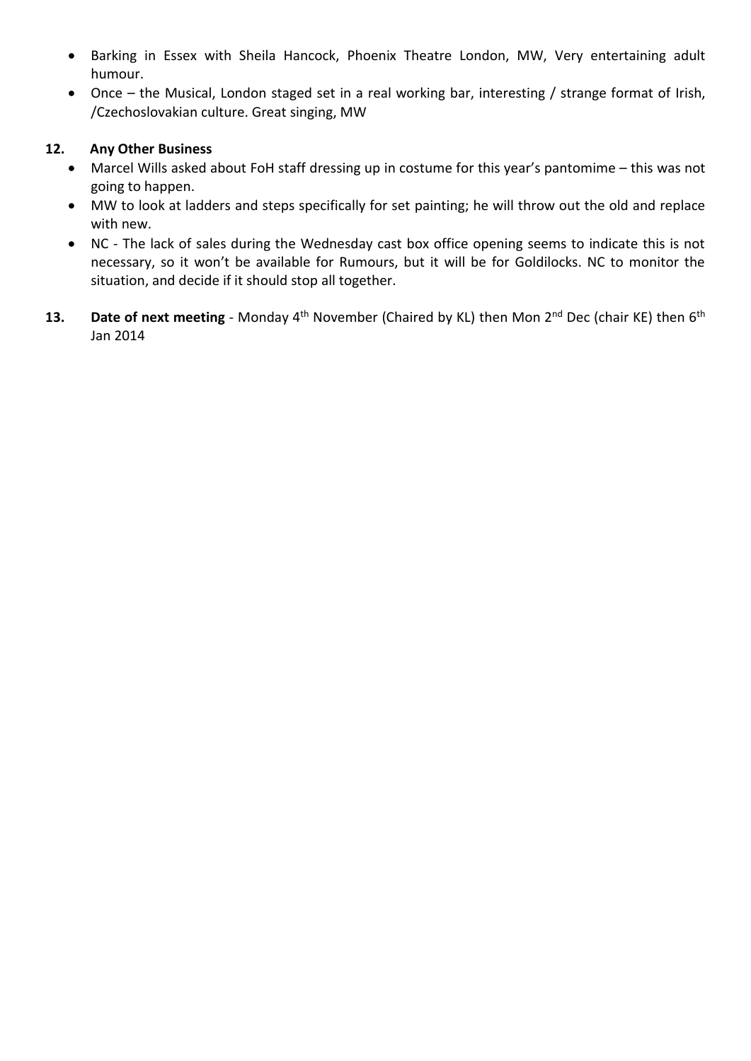- Barking in Essex with Sheila Hancock, Phoenix Theatre London, MW, Very entertaining adult humour.
- Once – the Musical, London staged set in a real working bar, interesting / strange format of Irish, /Czechoslovakian culture. Great singing, MW

**12. Any Other Business**

- Marcel Wills asked about FoH staff dressing up in costume for this year's pantomime – this was not going to happen.
- MW to look at ladders and steps specifically for set painting; he will throw out the old and replace with new.
- NC - The lack of sales during the Wednesday cast box office opening seems to indicate this is not necessary, so it won't be available for Rumours, but it will be for Goldilocks. NC to monitor the situation, and decide if it should stop all together.

**13. Date of next meeting** - Monday 4th November (Chaired by KL) then Mon 2nd Dec (chair KE) then 6th Jan 2014